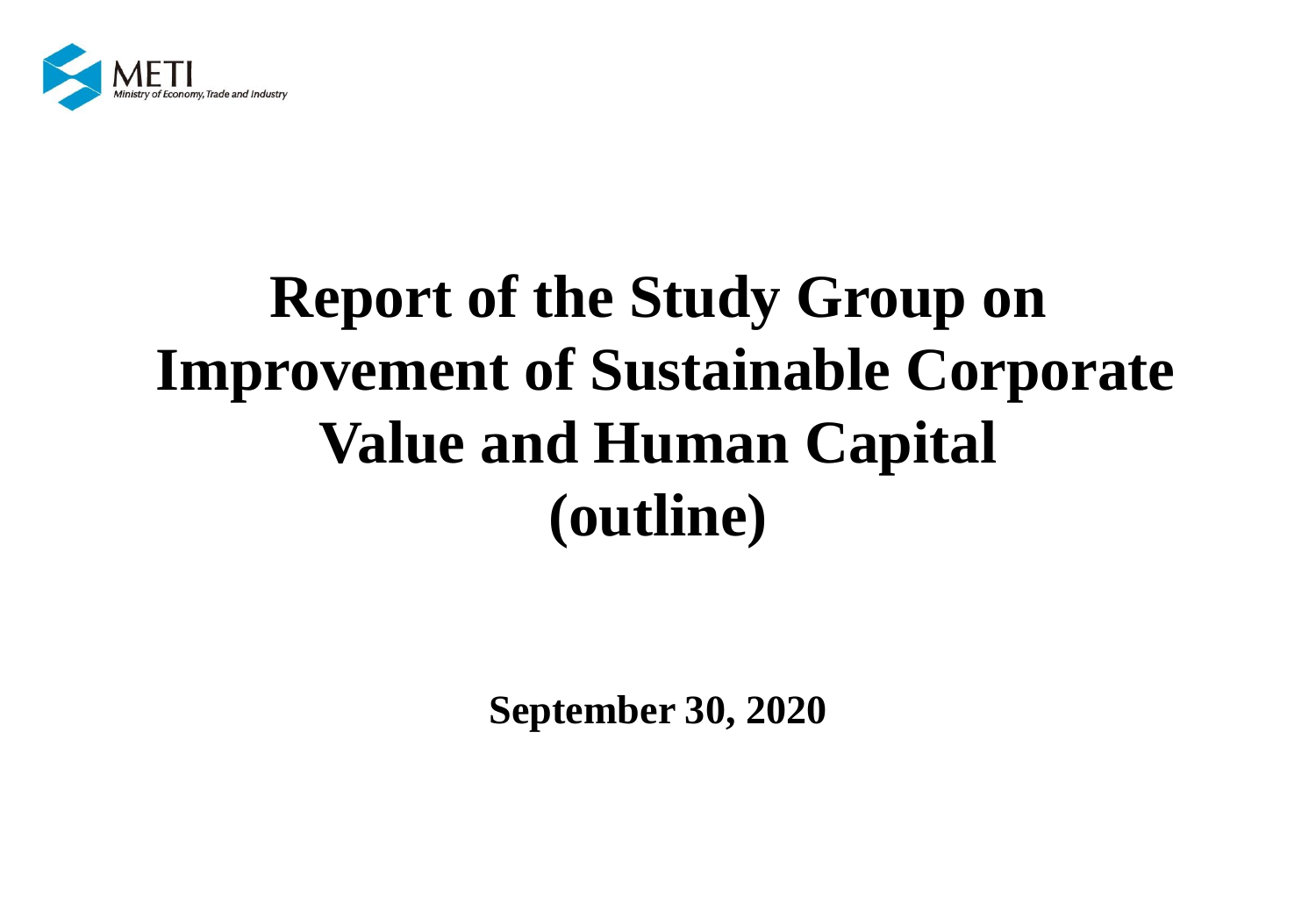METI
Ministry of Economy, Trade and Industry

# Report of the Study Group on Improvement of Sustainable Corporate Value and Human Capital (outline)

**September 30, 2020**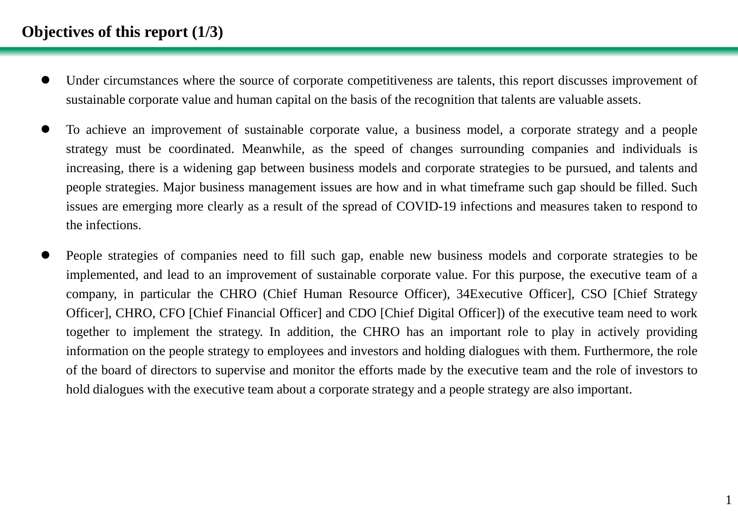## Objectives of this report (1/3)

- Under circumstances where the source of corporate competitiveness are talents, this report discusses improvement of sustainable corporate value and human capital on the basis of the recognition that talents are valuable assets.

- To achieve an improvement of sustainable corporate value, a business model, a corporate strategy and a people strategy must be coordinated. Meanwhile, as the speed of changes surrounding companies and individuals is increasing, there is a widening gap between business models and corporate strategies to be pursued, and talents and people strategies. Major business management issues are how and in what timeframe such gap should be filled. Such issues are emerging more clearly as a result of the spread of COVID-19 infections and measures taken to respond to the infections.

- People strategies of companies need to fill such gap, enable new business models and corporate strategies to be implemented, and lead to an improvement of sustainable corporate value. For this purpose, the executive team of a company, in particular the CHRO (Chief Human Resource Officer), 34Executive Officer], CSO [Chief Strategy Officer], CHRO, CFO [Chief Financial Officer] and CDO [Chief Digital Officer]) of the executive team need to work together to implement the strategy. In addition, the CHRO has an important role to play in actively providing information on the people strategy to employees and investors and holding dialogues with them. Furthermore, the role of the board of directors to supervise and monitor the efforts made by the executive team and the role of investors to hold dialogues with the executive team about a corporate strategy and a people strategy are also important.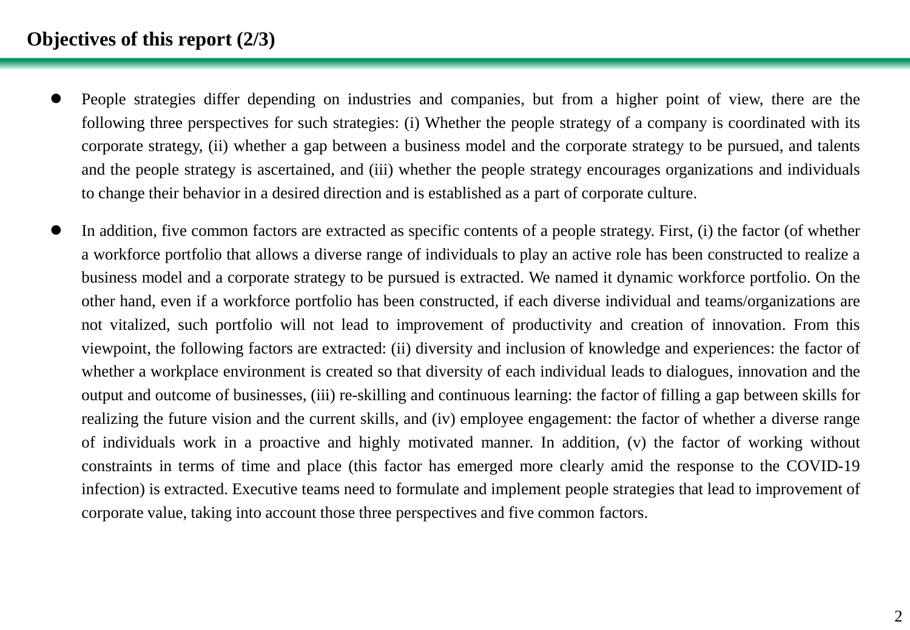## Objectives of this report (2/3)

- People strategies differ depending on industries and companies, but from a higher point of view, there are the following three perspectives for such strategies: (i) Whether the people strategy of a company is coordinated with its corporate strategy, (ii) whether a gap between a business model and the corporate strategy to be pursued, and talents and the people strategy is ascertained, and (iii) whether the people strategy encourages organizations and individuals to change their behavior in a desired direction and is established as a part of corporate culture.

- In addition, five common factors are extracted as specific contents of a people strategy. First, (i) the factor (of whether a workforce portfolio that allows a diverse range of individuals to play an active role has been constructed to realize a business model and a corporate strategy to be pursued is extracted. We named it dynamic workforce portfolio. On the other hand, even if a workforce portfolio has been constructed, if each diverse individual and teams/organizations are not vitalized, such portfolio will not lead to improvement of productivity and creation of innovation. From this viewpoint, the following factors are extracted: (ii) diversity and inclusion of knowledge and experiences: the factor of whether a workplace environment is created so that diversity of each individual leads to dialogues, innovation and the output and outcome of businesses, (iii) re-skilling and continuous learning: the factor of filling a gap between skills for realizing the future vision and the current skills, and (iv) employee engagement: the factor of whether a diverse range of individuals work in a proactive and highly motivated manner. In addition, (v) the factor of working without constraints in terms of time and place (this factor has emerged more clearly amid the response to the COVID-19 infection) is extracted. Executive teams need to formulate and implement people strategies that lead to improvement of corporate value, taking into account those three perspectives and five common factors.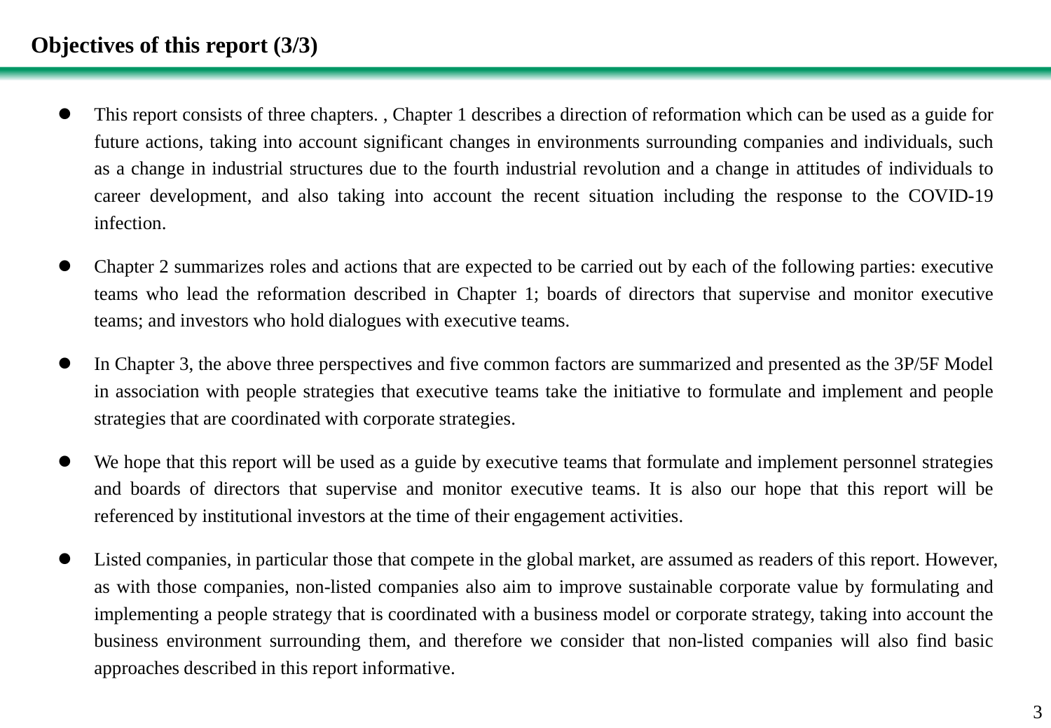## Objectives of this report (3/3)

- This report consists of three chapters. , Chapter 1 describes a direction of reformation which can be used as a guide for future actions, taking into account significant changes in environments surrounding companies and individuals, such as a change in industrial structures due to the fourth industrial revolution and a change in attitudes of individuals to career development, and also taking into account the recent situation including the response to the COVID-19 infection.

- Chapter 2 summarizes roles and actions that are expected to be carried out by each of the following parties: executive teams who lead the reformation described in Chapter 1; boards of directors that supervise and monitor executive teams; and investors who hold dialogues with executive teams.

- In Chapter 3, the above three perspectives and five common factors are summarized and presented as the 3P/5F Model in association with people strategies that executive teams take the initiative to formulate and implement and people strategies that are coordinated with corporate strategies.

- We hope that this report will be used as a guide by executive teams that formulate and implement personnel strategies and boards of directors that supervise and monitor executive teams. It is also our hope that this report will be referenced by institutional investors at the time of their engagement activities.

- Listed companies, in particular those that compete in the global market, are assumed as readers of this report. However, as with those companies, non-listed companies also aim to improve sustainable corporate value by formulating and implementing a people strategy that is coordinated with a business model or corporate strategy, taking into account the business environment surrounding them, and therefore we consider that non-listed companies will also find basic approaches described in this report informative.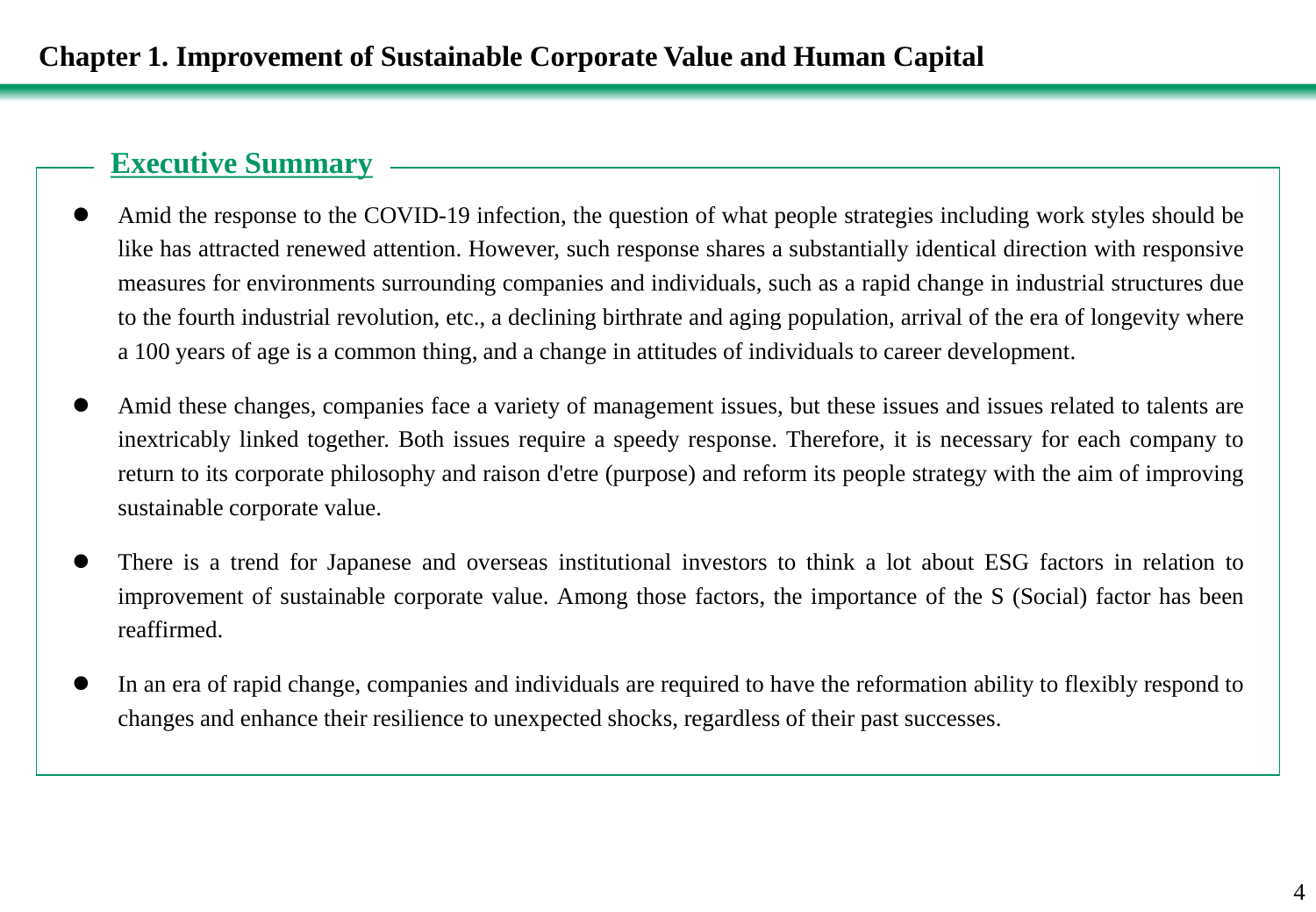# Chapter 1. Improvement of Sustainable Corporate Value and Human Capital

## Executive Summary

- Amid the response to the COVID-19 infection, the question of what people strategies including work styles should be like has attracted renewed attention. However, such response shares a substantially identical direction with responsive measures for environments surrounding companies and individuals, such as a rapid change in industrial structures due to the fourth industrial revolution, etc., a declining birthrate and aging population, arrival of the era of longevity where a 100 years of age is a common thing, and a change in attitudes of individuals to career development.

- Amid these changes, companies face a variety of management issues, but these issues and issues related to talents are inextricably linked together. Both issues require a speedy response. Therefore, it is necessary for each company to return to its corporate philosophy and raison d'etre (purpose) and reform its people strategy with the aim of improving sustainable corporate value.

- There is a trend for Japanese and overseas institutional investors to think a lot about ESG factors in relation to improvement of sustainable corporate value. Among those factors, the importance of the S (Social) factor has been reaffirmed.

- In an era of rapid change, companies and individuals are required to have the reformation ability to flexibly respond to changes and enhance their resilience to unexpected shocks, regardless of their past successes.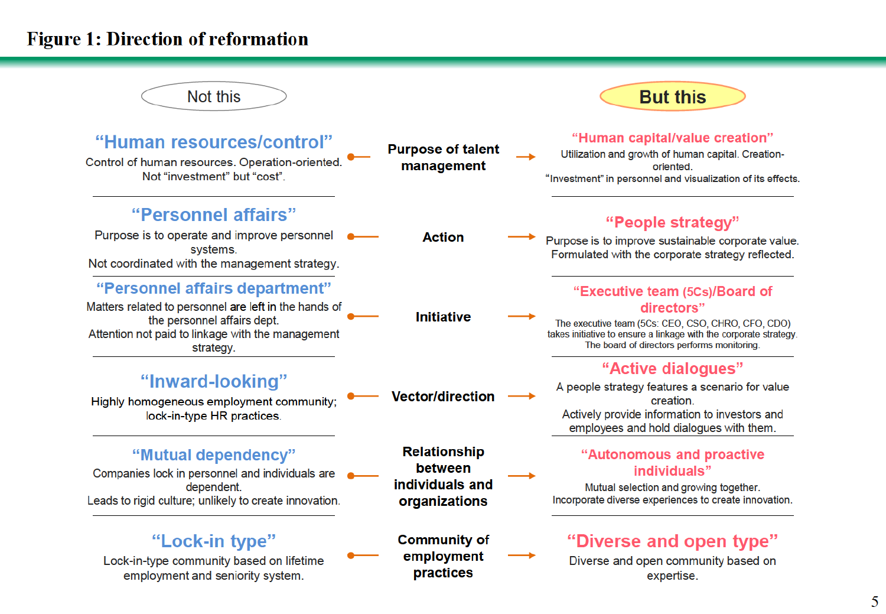# Figure 1: Direction of reformation

| Not this | | But this |
|---|---|---|
| **"Human resources/control"**<br>Control of human resources. Operation-oriented.<br>Not "investment" but "cost". | **Purpose of talent management** | **"Human capital/value creation"**<br>Utilization and growth of human capital. Creation-oriented.<br>"Investment" in personnel and visualization of its effects. |
| **"Personnel affairs"**<br>Purpose is to operate and improve personnel systems.<br>Not coordinated with the management strategy. | **Action** | **"People strategy"**<br>Purpose is to improve sustainable corporate value.<br>Formulated with the corporate strategy reflected. |
| **"Personnel affairs department"**<br>Matters related to personnel are left in the hands of the personnel affairs dept.<br>Attention not paid to linkage with the management strategy. | **Initiative** | **"Executive team (5Cs)/Board of directors"**<br>The executive team (5Cs: CEO, CSO, CHRO, CFO, CDO) takes initiative to ensure a linkage with the corporate strategy.<br>The board of directors performs monitoring. |
| **"Inward-looking"**<br>Highly homogeneous employment community; lock-in-type HR practices. | **Vector/direction** | **"Active dialogues"**<br>A people strategy features a scenario for value creation.<br>Actively provide information to investors and employees and hold dialogues with them. |
| **"Mutual dependency"**<br>Companies lock in personnel and individuals are dependent.<br>Leads to rigid culture; unlikely to create innovation. | **Relationship between individuals and organizations** | **"Autonomous and proactive individuals"**<br>Mutual selection and growing together.<br>Incorporate diverse experiences to create innovation. |
| **"Lock-in type"**<br>Lock-in-type community based on lifetime employment and seniority system. | **Community of employment practices** | **"Diverse and open type"**<br>Diverse and open community based on expertise. |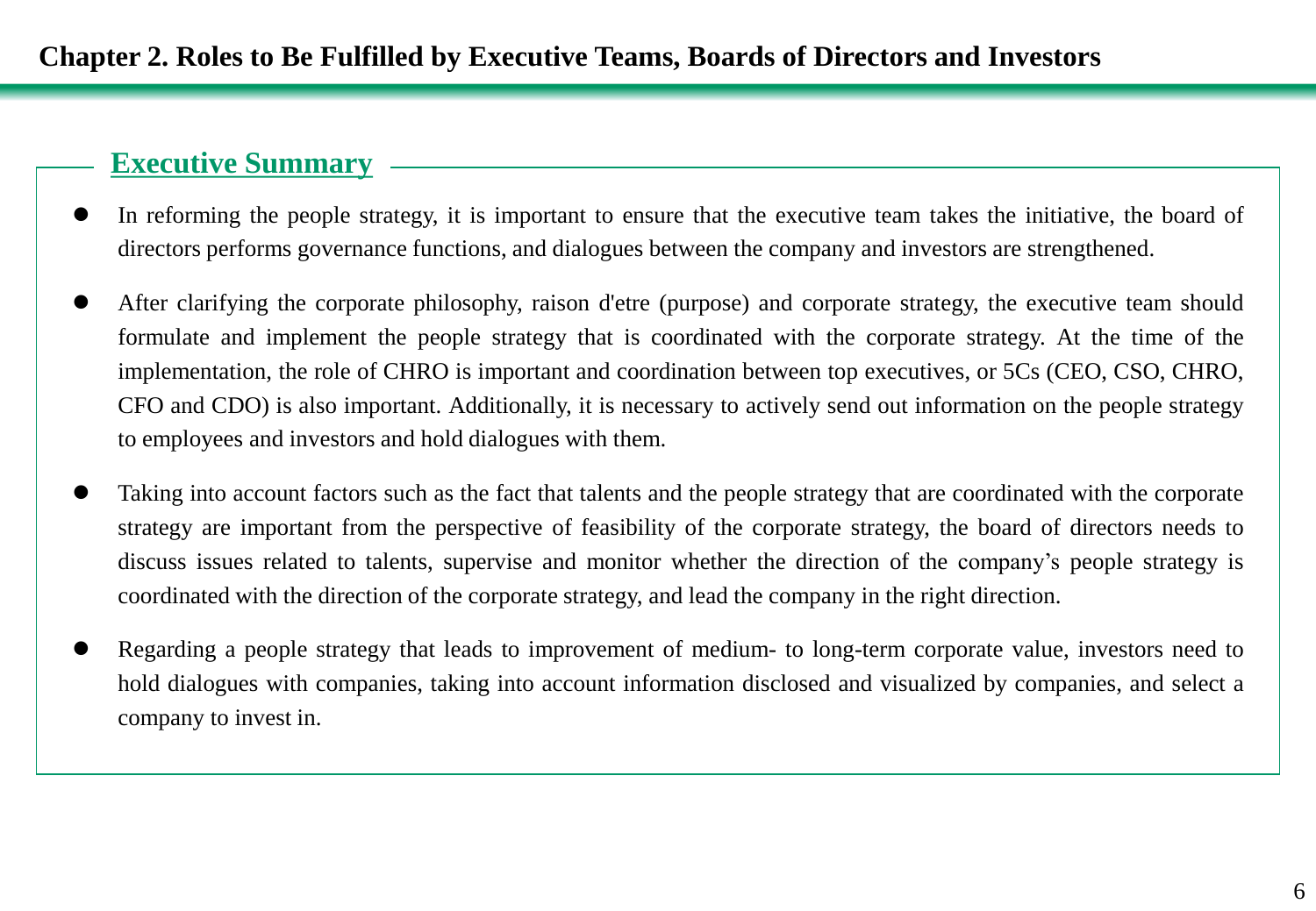# Chapter 2. Roles to Be Fulfilled by Executive Teams, Boards of Directors and Investors

## Executive Summary

- In reforming the people strategy, it is important to ensure that the executive team takes the initiative, the board of directors performs governance functions, and dialogues between the company and investors are strengthened.
- After clarifying the corporate philosophy, raison d'etre (purpose) and corporate strategy, the executive team should formulate and implement the people strategy that is coordinated with the corporate strategy. At the time of the implementation, the role of CHRO is important and coordination between top executives, or 5Cs (CEO, CSO, CHRO, CFO and CDO) is also important. Additionally, it is necessary to actively send out information on the people strategy to employees and investors and hold dialogues with them.
- Taking into account factors such as the fact that talents and the people strategy that are coordinated with the corporate strategy are important from the perspective of feasibility of the corporate strategy, the board of directors needs to discuss issues related to talents, supervise and monitor whether the direction of the company's people strategy is coordinated with the direction of the corporate strategy, and lead the company in the right direction.
- Regarding a people strategy that leads to improvement of medium- to long-term corporate value, investors need to hold dialogues with companies, taking into account information disclosed and visualized by companies, and select a company to invest in.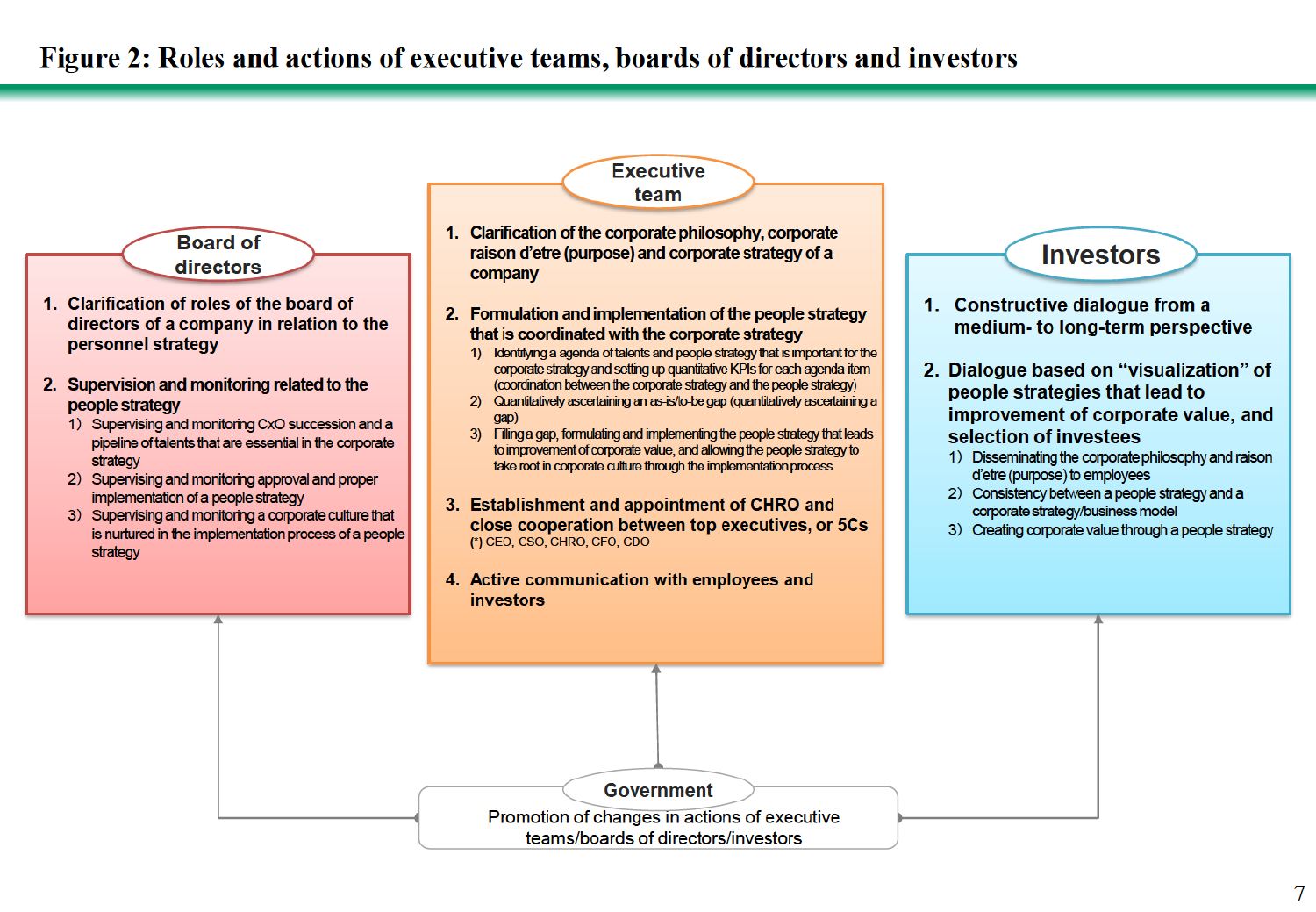# Figure 2: Roles and actions of executive teams, boards of directors and investors

## Board of directors

1. **Clarification of roles of the board of directors of a company in relation to the personnel strategy**

2. **Supervision and monitoring related to the people strategy**
   1) Supervising and monitoring CxO succession and a pipeline of talents that are essential in the corporate strategy
   2) Supervising and monitoring approval and proper implementation of a people strategy
   3) Supervising and monitoring a corporate culture that is nurtured in the implementation process of a people strategy

## Executive team

1. **Clarification of the corporate philosophy, corporate raison d'etre (purpose) and corporate strategy of a company**

2. **Formulation and implementation of the people strategy that is coordinated with the corporate strategy**
   1) Identifying a agenda of talents and people strategy that is important for the corporate strategy and setting up quantitative KPIs for each agenda item (coordination between the corporate strategy and the people strategy)
   2) Quantitatively ascertaining an as-is/to-be gap (quantitatively ascertaining a gap)
   3) Filling a gap, formulating and implementing the people strategy that leads to improvement of corporate value, and allowing the people strategy to take root in corporate culture through the implementation process

3. **Establishment and appointment of CHRO and close cooperation between top executives, or 5Cs**
   (*) CEO, CSO, CHRO, CFO, CDO

4. **Active communication with employees and investors**

## Investors

1. **Constructive dialogue from a medium- to long-term perspective**

2. **Dialogue based on "visualization" of people strategies that lead to improvement of corporate value, and selection of investees**
   1) Disseminating the corporate philosophy and raison d'etre (purpose) to employees
   2) Consistency between a people strategy and a corporate strategy/business model
   3) Creating corporate value through a people strategy

## Government

Promotion of changes in actions of executive teams/boards of directors/investors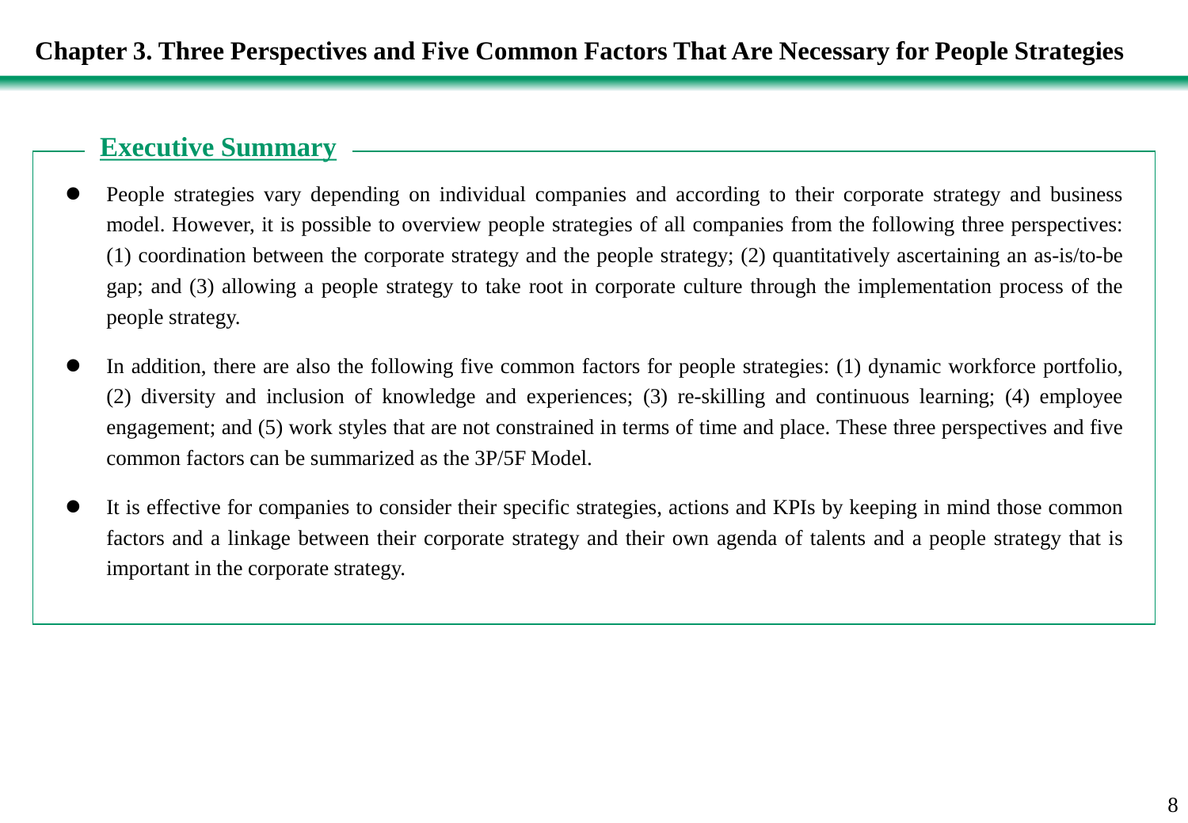# Chapter 3. Three Perspectives and Five Common Factors That Are Necessary for People Strategies

## Executive Summary

- People strategies vary depending on individual companies and according to their corporate strategy and business model. However, it is possible to overview people strategies of all companies from the following three perspectives: (1) coordination between the corporate strategy and the people strategy; (2) quantitatively ascertaining an as-is/to-be gap; and (3) allowing a people strategy to take root in corporate culture through the implementation process of the people strategy.

- In addition, there are also the following five common factors for people strategies: (1) dynamic workforce portfolio, (2) diversity and inclusion of knowledge and experiences; (3) re-skilling and continuous learning; (4) employee engagement; and (5) work styles that are not constrained in terms of time and place. These three perspectives and five common factors can be summarized as the 3P/5F Model.

- It is effective for companies to consider their specific strategies, actions and KPIs by keeping in mind those common factors and a linkage between their corporate strategy and their own agenda of talents and a people strategy that is important in the corporate strategy.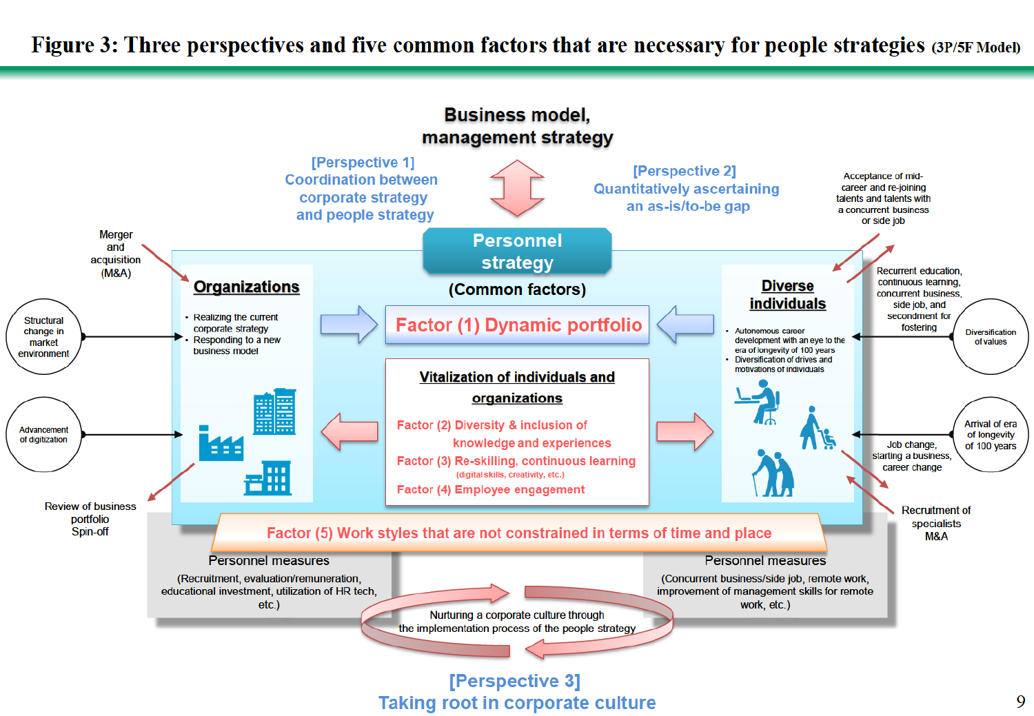# Figure 3: Three perspectives and five common factors that are necessary for people strategies (3P/5F Model)

Business model, management strategy

[Perspective 1] Coordination between corporate strategy and people strategy

[Perspective 2] Quantitatively ascertaining an as-is/to-be gap

Personnel strategy

(Common factors)

Factor (1) Dynamic portfolio

Vitalization of individuals and organizations

Factor (2) Diversity & inclusion of knowledge and experiences

Factor (3) Re-skilling, continuous learning (digital skills, creativity, etc.)

Factor (4) Employee engagement

Factor (5) Work styles that are not constrained in terms of time and place

**Organizations**

- Realizing the current corporate strategy
- Responding to a new business model

**Diverse individuals**

- Autonomous career development with an eye to the era of longevity of 100 years
- Diversification of drives and motivations of individuals

Merger and acquisition (M&A)

Structural change in market environment

Advancement of digitization

Review of business portfolio Spin-off

Acceptance of mid-career and re-joining talents and talents with a concurrent business or side job

Recurrent education, continuous learning, concurrent business, side job, and secondment for fostering

Diversification of values

Arrival of era of longevity of 100 years

Job change, starting a business, career change

Recruitment of specialists M&A

Personnel measures (Recruitment, evaluation/remuneration, educational investment, utilization of HR tech, etc.)

Personnel measures (Concurrent business/side job, remote work, improvement of management skills for remote work, etc.)

Nurturing a corporate culture through the implementation process of the people strategy

[Perspective 3] Taking root in corporate culture